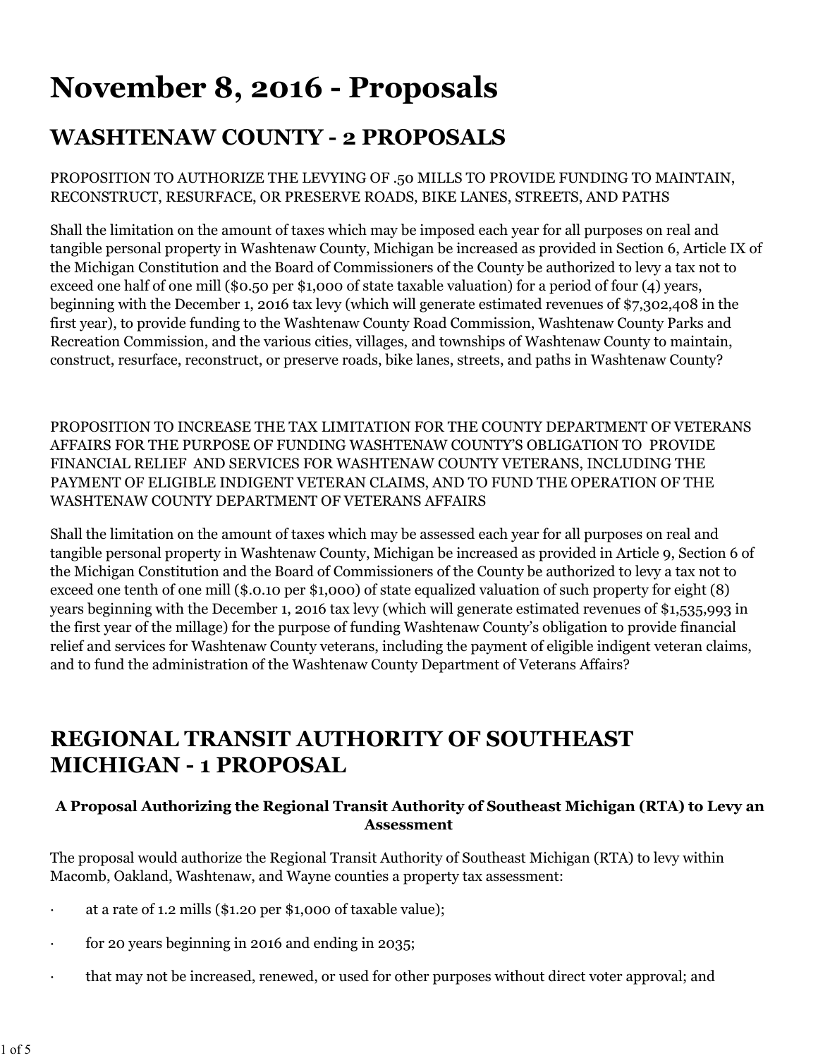# November 8, 2016 - Proposals

## WASHTENAW COUNTY - 2 PROPOSALS

PROPOSITION TO AUTHORIZE THE LEVYING OF .50 MILLS TO PROVIDE FUNDING TO MAINTAIN, RECONSTRUCT, RESURFACE, OR PRESERVE ROADS, BIKE LANES, STREETS, AND PATHS

Shall the limitation on the amount of taxes which may be imposed each year for all purposes on real and tangible personal property in Washtenaw County, Michigan be increased as provided in Section 6, Article IX of the Michigan Constitution and the Board of Commissioners of the County be authorized to levy a tax not to exceed one half of one mill ($0.50 per $1,000 of state taxable valuation) for a period of four (4) years, beginning with the December 1, 2016 tax levy (which will generate estimated revenues of $7,302,408 in the first year), to provide funding to the Washtenaw County Road Commission, Washtenaw County Parks and Recreation Commission, and the various cities, villages, and townships of Washtenaw County to maintain, construct, resurface, reconstruct, or preserve roads, bike lanes, streets, and paths in Washtenaw County?

PROPOSITION TO INCREASE THE TAX LIMITATION FOR THE COUNTY DEPARTMENT OF VETERANS AFFAIRS FOR THE PURPOSE OF FUNDING WASHTENAW COUNTY'S OBLIGATION TO PROVIDE FINANCIAL RELIEF AND SERVICES FOR WASHTENAW COUNTY VETERANS, INCLUDING THE PAYMENT OF ELIGIBLE INDIGENT VETERAN CLAIMS, AND TO FUND THE OPERATION OF THE WASHTENAW COUNTY DEPARTMENT OF VETERANS AFFAIRS

Shall the limitation on the amount of taxes which may be assessed each year for all purposes on real and tangible personal property in Washtenaw County, Michigan be increased as provided in Article 9, Section 6 of the Michigan Constitution and the Board of Commissioners of the County be authorized to levy a tax not to exceed one tenth of one mill ($.0.10 per $1,000) of state equalized valuation of such property for eight (8) years beginning with the December 1, 2016 tax levy (which will generate estimated revenues of $1,535,993 in the first year of the millage) for the purpose of funding Washtenaw County's obligation to provide financial relief and services for Washtenaw County veterans, including the payment of eligible indigent veteran claims, and to fund the administration of the Washtenaw County Department of Veterans Affairs?

## REGIONAL TRANSIT AUTHORITY OF SOUTHEAST MICHIGAN - 1 PROPOSAL

### A Proposal Authorizing the Regional Transit Authority of Southeast Michigan (RTA) to Levy an Assessment

The proposal would authorize the Regional Transit Authority of Southeast Michigan (RTA) to levy within Macomb, Oakland, Washtenaw, and Wayne counties a property tax assessment:

- at a rate of 1.2 mills ($1.20 per $1,000 of taxable value);
- for 20 years beginning in 2016 and ending in 2035;
- that may not be increased, renewed, or used for other purposes without direct voter approval; and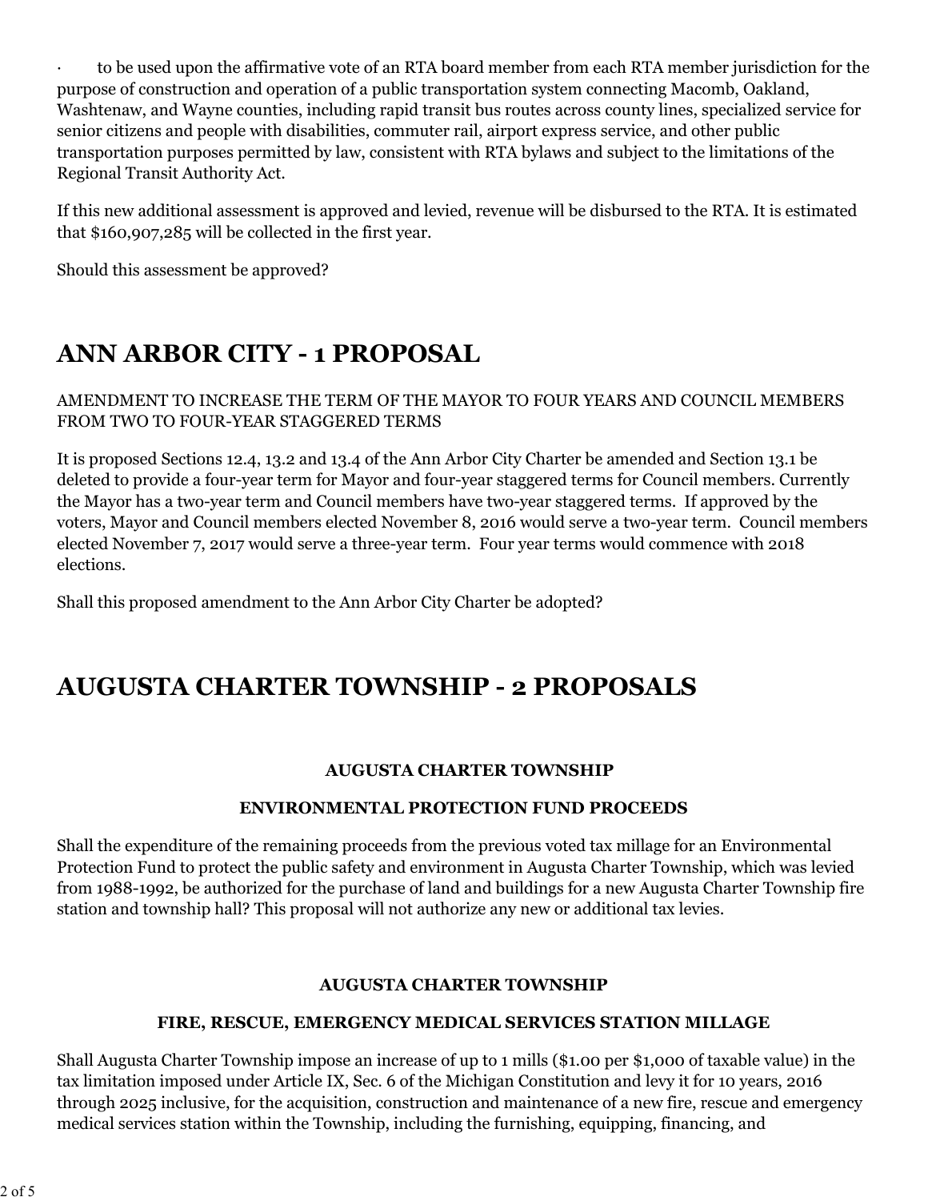- to be used upon the affirmative vote of an RTA board member from each RTA member jurisdiction for the purpose of construction and operation of a public transportation system connecting Macomb, Oakland, Washtenaw, and Wayne counties, including rapid transit bus routes across county lines, specialized service for senior citizens and people with disabilities, commuter rail, airport express service, and other public transportation purposes permitted by law, consistent with RTA bylaws and subject to the limitations of the Regional Transit Authority Act.

If this new additional assessment is approved and levied, revenue will be disbursed to the RTA. It is estimated that $160,907,285 will be collected in the first year.

Should this assessment be approved?

## ANN ARBOR CITY - 1 PROPOSAL

AMENDMENT TO INCREASE THE TERM OF THE MAYOR TO FOUR YEARS AND COUNCIL MEMBERS FROM TWO TO FOUR-YEAR STAGGERED TERMS

It is proposed Sections 12.4, 13.2 and 13.4 of the Ann Arbor City Charter be amended and Section 13.1 be deleted to provide a four-year term for Mayor and four-year staggered terms for Council members. Currently the Mayor has a two-year term and Council members have two-year staggered terms. If approved by the voters, Mayor and Council members elected November 8, 2016 would serve a two-year term. Council members elected November 7, 2017 would serve a three-year term. Four year terms would commence with 2018 elections.

Shall this proposed amendment to the Ann Arbor City Charter be adopted?

## AUGUSTA CHARTER TOWNSHIP - 2 PROPOSALS

**AUGUSTA CHARTER TOWNSHIP**

**ENVIRONMENTAL PROTECTION FUND PROCEEDS**

Shall the expenditure of the remaining proceeds from the previous voted tax millage for an Environmental Protection Fund to protect the public safety and environment in Augusta Charter Township, which was levied from 1988-1992, be authorized for the purchase of land and buildings for a new Augusta Charter Township fire station and township hall? This proposal will not authorize any new or additional tax levies.

**AUGUSTA CHARTER TOWNSHIP**

**FIRE, RESCUE, EMERGENCY MEDICAL SERVICES STATION MILLAGE**

Shall Augusta Charter Township impose an increase of up to 1 mills ($1.00 per $1,000 of taxable value) in the tax limitation imposed under Article IX, Sec. 6 of the Michigan Constitution and levy it for 10 years, 2016 through 2025 inclusive, for the acquisition, construction and maintenance of a new fire, rescue and emergency medical services station within the Township, including the furnishing, equipping, financing, and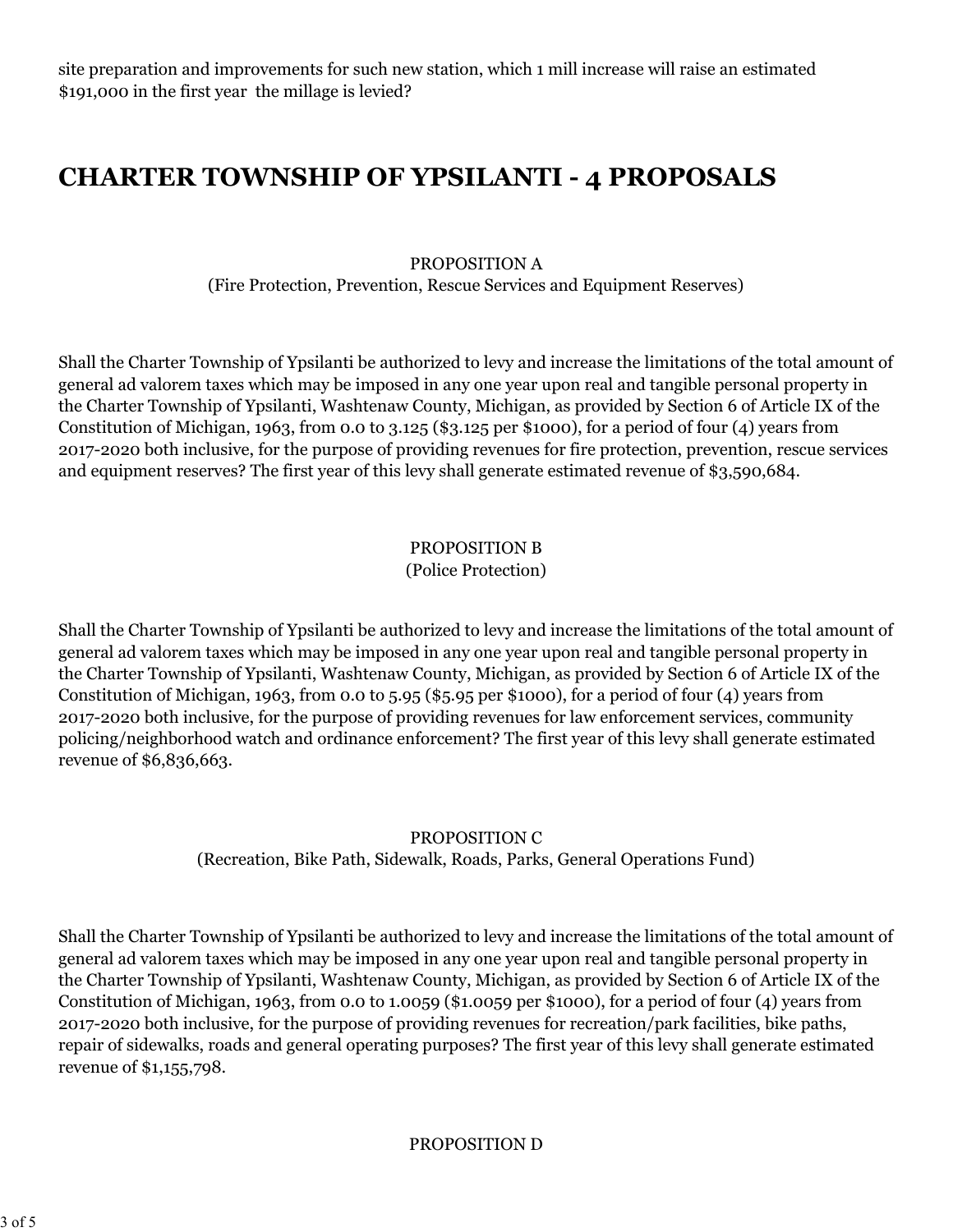site preparation and improvements for such new station, which 1 mill increase will raise an estimated $191,000 in the first year  the millage is levied?

# CHARTER TOWNSHIP OF YPSILANTI - 4 PROPOSALS

PROPOSITION A
(Fire Protection, Prevention, Rescue Services and Equipment Reserves)

Shall the Charter Township of Ypsilanti be authorized to levy and increase the limitations of the total amount of general ad valorem taxes which may be imposed in any one year upon real and tangible personal property in the Charter Township of Ypsilanti, Washtenaw County, Michigan, as provided by Section 6 of Article IX of the Constitution of Michigan, 1963, from 0.0 to 3.125 ($3.125 per $1000), for a period of four (4) years from 2017-2020 both inclusive, for the purpose of providing revenues for fire protection, prevention, rescue services and equipment reserves? The first year of this levy shall generate estimated revenue of $3,590,684.

PROPOSITION B
(Police Protection)

Shall the Charter Township of Ypsilanti be authorized to levy and increase the limitations of the total amount of general ad valorem taxes which may be imposed in any one year upon real and tangible personal property in the Charter Township of Ypsilanti, Washtenaw County, Michigan, as provided by Section 6 of Article IX of the Constitution of Michigan, 1963, from 0.0 to 5.95 ($5.95 per $1000), for a period of four (4) years from 2017-2020 both inclusive, for the purpose of providing revenues for law enforcement services, community policing/neighborhood watch and ordinance enforcement? The first year of this levy shall generate estimated revenue of $6,836,663.

PROPOSITION C
(Recreation, Bike Path, Sidewalk, Roads, Parks, General Operations Fund)

Shall the Charter Township of Ypsilanti be authorized to levy and increase the limitations of the total amount of general ad valorem taxes which may be imposed in any one year upon real and tangible personal property in the Charter Township of Ypsilanti, Washtenaw County, Michigan, as provided by Section 6 of Article IX of the Constitution of Michigan, 1963, from 0.0 to 1.0059 ($1.0059 per $1000), for a period of four (4) years from 2017-2020 both inclusive, for the purpose of providing revenues for recreation/park facilities, bike paths, repair of sidewalks, roads and general operating purposes? The first year of this levy shall generate estimated revenue of $1,155,798.

PROPOSITION D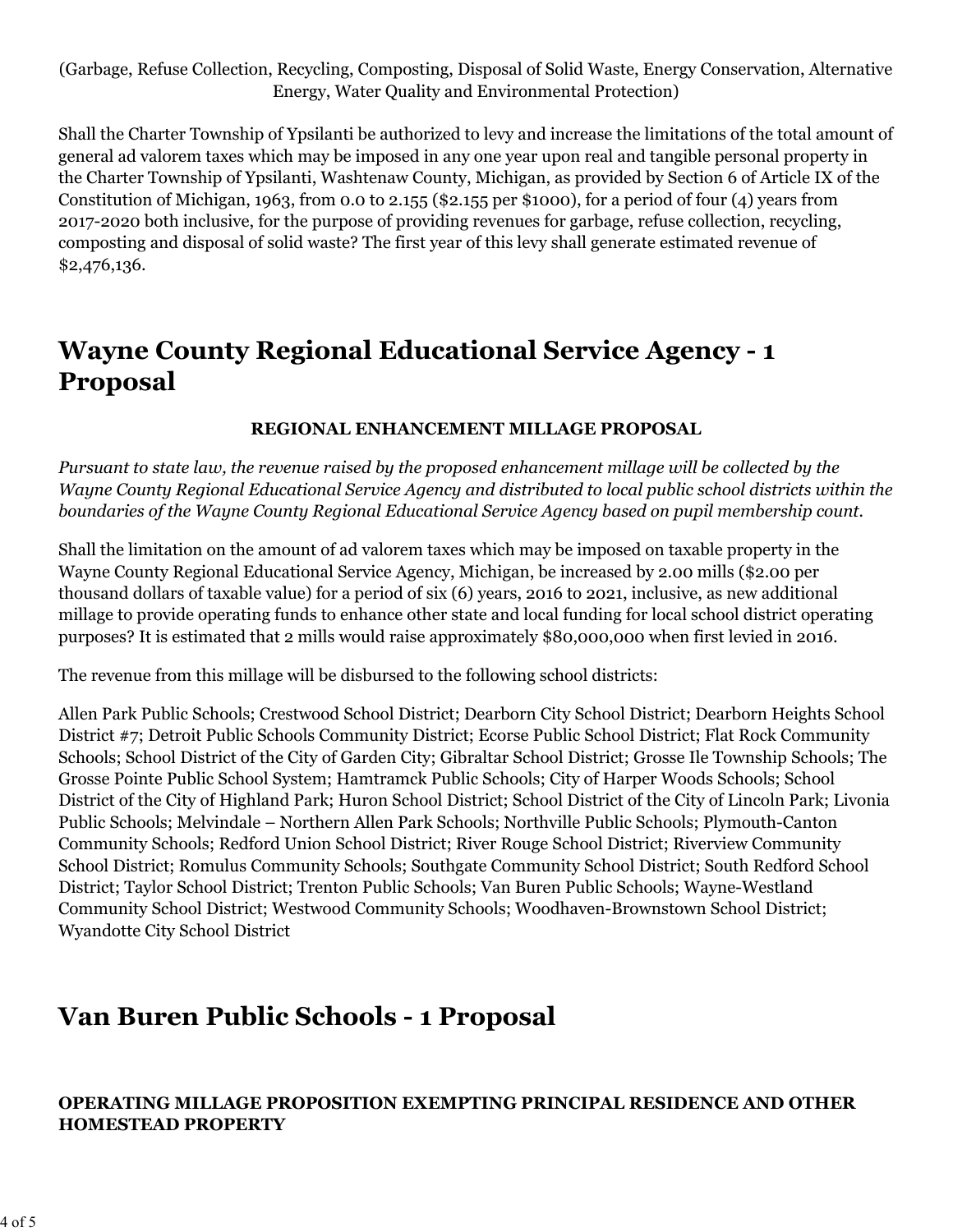(Garbage, Refuse Collection, Recycling, Composting, Disposal of Solid Waste, Energy Conservation, Alternative Energy, Water Quality and Environmental Protection)

Shall the Charter Township of Ypsilanti be authorized to levy and increase the limitations of the total amount of general ad valorem taxes which may be imposed in any one year upon real and tangible personal property in the Charter Township of Ypsilanti, Washtenaw County, Michigan, as provided by Section 6 of Article IX of the Constitution of Michigan, 1963, from 0.0 to 2.155 ($2.155 per $1000), for a period of four (4) years from 2017-2020 both inclusive, for the purpose of providing revenues for garbage, refuse collection, recycling, composting and disposal of solid waste? The first year of this levy shall generate estimated revenue of $2,476,136.

## Wayne County Regional Educational Service Agency - 1 Proposal

**REGIONAL ENHANCEMENT MILLAGE PROPOSAL**

*Pursuant to state law, the revenue raised by the proposed enhancement millage will be collected by the Wayne County Regional Educational Service Agency and distributed to local public school districts within the boundaries of the Wayne County Regional Educational Service Agency based on pupil membership count.*

Shall the limitation on the amount of ad valorem taxes which may be imposed on taxable property in the Wayne County Regional Educational Service Agency, Michigan, be increased by 2.00 mills ($2.00 per thousand dollars of taxable value) for a period of six (6) years, 2016 to 2021, inclusive, as new additional millage to provide operating funds to enhance other state and local funding for local school district operating purposes? It is estimated that 2 mills would raise approximately $80,000,000 when first levied in 2016.

The revenue from this millage will be disbursed to the following school districts:

Allen Park Public Schools; Crestwood School District; Dearborn City School District; Dearborn Heights School District #7; Detroit Public Schools Community District; Ecorse Public School District; Flat Rock Community Schools; School District of the City of Garden City; Gibraltar School District; Grosse Ile Township Schools; The Grosse Pointe Public School System; Hamtramck Public Schools; City of Harper Woods Schools; School District of the City of Highland Park; Huron School District; School District of the City of Lincoln Park; Livonia Public Schools; Melvindale – Northern Allen Park Schools; Northville Public Schools; Plymouth-Canton Community Schools; Redford Union School District; River Rouge School District; Riverview Community School District; Romulus Community Schools; Southgate Community School District; South Redford School District; Taylor School District; Trenton Public Schools; Van Buren Public Schools; Wayne-Westland Community School District; Westwood Community Schools; Woodhaven-Brownstown School District; Wyandotte City School District

## Van Buren Public Schools - 1 Proposal

**OPERATING MILLAGE PROPOSITION EXEMPTING PRINCIPAL RESIDENCE AND OTHER HOMESTEAD PROPERTY**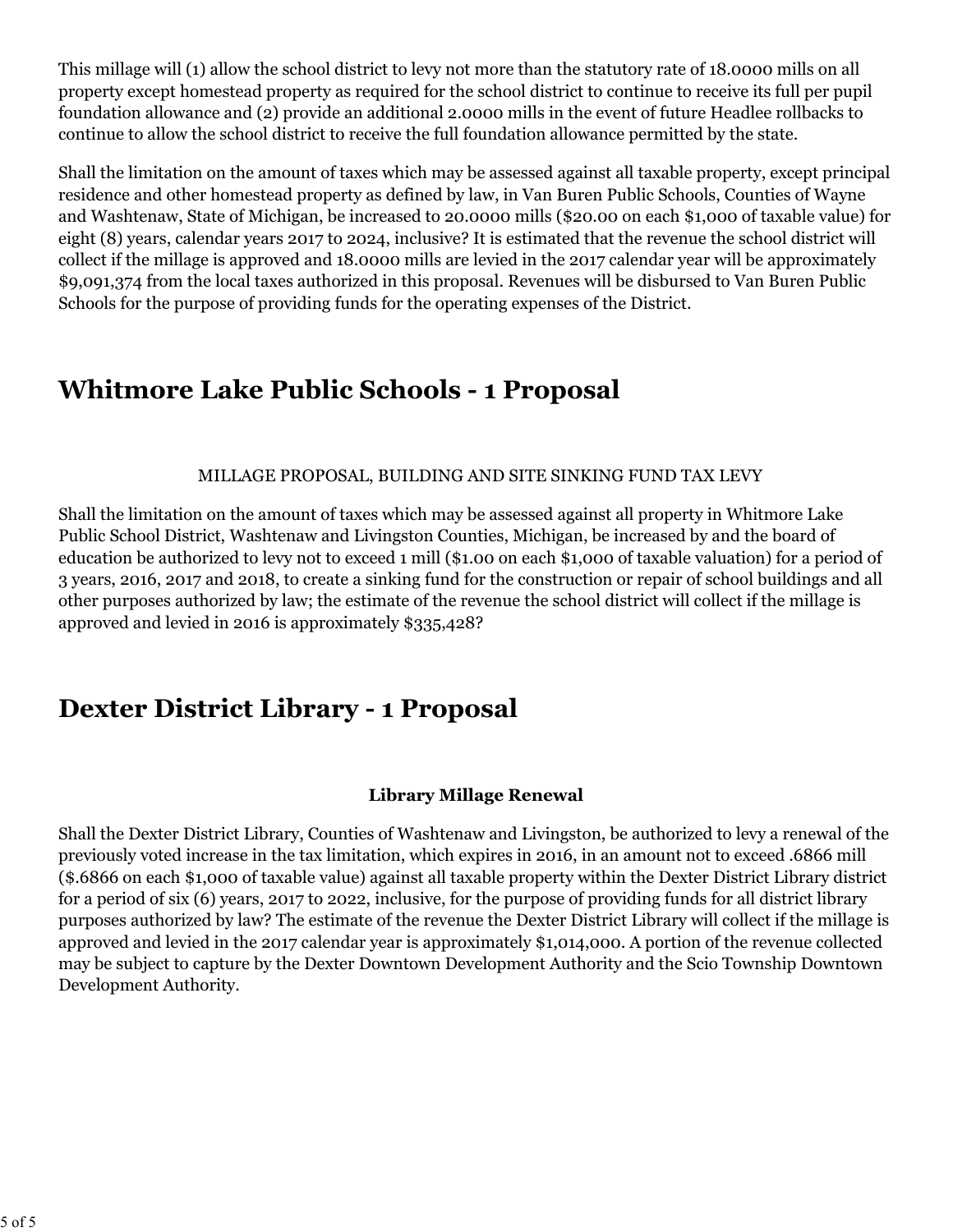This millage will (1) allow the school district to levy not more than the statutory rate of 18.0000 mills on all property except homestead property as required for the school district to continue to receive its full per pupil foundation allowance and (2) provide an additional 2.0000 mills in the event of future Headlee rollbacks to continue to allow the school district to receive the full foundation allowance permitted by the state.

Shall the limitation on the amount of taxes which may be assessed against all taxable property, except principal residence and other homestead property as defined by law, in Van Buren Public Schools, Counties of Wayne and Washtenaw, State of Michigan, be increased to 20.0000 mills ($20.00 on each $1,000 of taxable value) for eight (8) years, calendar years 2017 to 2024, inclusive? It is estimated that the revenue the school district will collect if the millage is approved and 18.0000 mills are levied in the 2017 calendar year will be approximately $9,091,374 from the local taxes authorized in this proposal. Revenues will be disbursed to Van Buren Public Schools for the purpose of providing funds for the operating expenses of the District.

# Whitmore Lake Public Schools - 1 Proposal

MILLAGE PROPOSAL, BUILDING AND SITE SINKING FUND TAX LEVY

Shall the limitation on the amount of taxes which may be assessed against all property in Whitmore Lake Public School District, Washtenaw and Livingston Counties, Michigan, be increased by and the board of education be authorized to levy not to exceed 1 mill ($1.00 on each $1,000 of taxable valuation) for a period of 3 years, 2016, 2017 and 2018, to create a sinking fund for the construction or repair of school buildings and all other purposes authorized by law; the estimate of the revenue the school district will collect if the millage is approved and levied in 2016 is approximately $335,428?

# Dexter District Library - 1 Proposal

**Library Millage Renewal**

Shall the Dexter District Library, Counties of Washtenaw and Livingston, be authorized to levy a renewal of the previously voted increase in the tax limitation, which expires in 2016, in an amount not to exceed .6866 mill ($.6866 on each $1,000 of taxable value) against all taxable property within the Dexter District Library district for a period of six (6) years, 2017 to 2022, inclusive, for the purpose of providing funds for all district library purposes authorized by law? The estimate of the revenue the Dexter District Library will collect if the millage is approved and levied in the 2017 calendar year is approximately $1,014,000. A portion of the revenue collected may be subject to capture by the Dexter Downtown Development Authority and the Scio Township Downtown Development Authority.